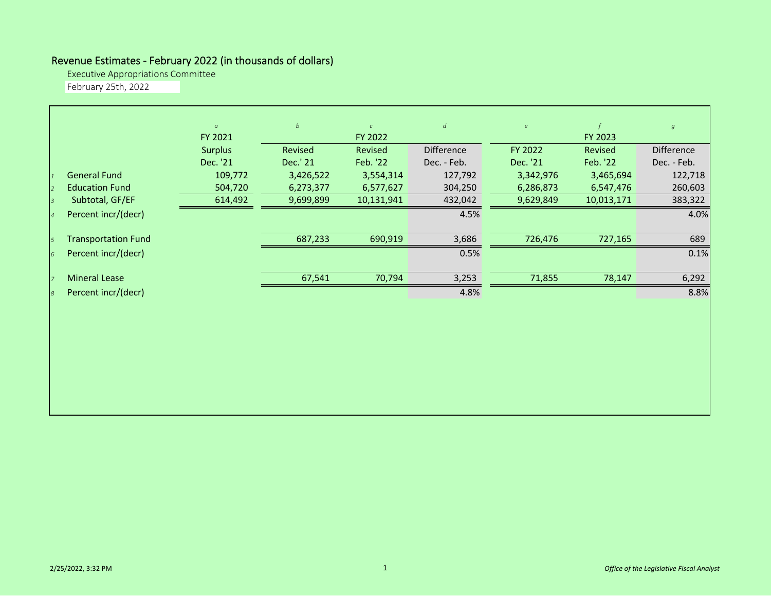# Revenue Estimates - February 2022 (in thousands of dollars)

Executive Appropriations Committee

February 25th, 2022

| | | a | b | c | d | e | f | g |
|---|---|---|---|---|---|---|---|---|
| | | FY 2021 | FY 2022 | | | FY 2023 | | |
| | | Surplus | Revised | Revised | Difference | FY 2022 | Revised | Difference |
| | | Dec. '21 | Dec.' 21 | Feb. '22 | Dec. - Feb. | Dec. '21 | Feb. '22 | Dec. - Feb. |
| 1 | General Fund | 109,772 | 3,426,522 | 3,554,314 | 127,792 | 3,342,976 | 3,465,694 | 122,718 |
| 2 | Education Fund | 504,720 | 6,273,377 | 6,577,627 | 304,250 | 6,286,873 | 6,547,476 | 260,603 |
| 3 | Subtotal, GF/EF | 614,492 | 9,699,899 | 10,131,941 | 432,042 | 9,629,849 | 10,013,171 | 383,322 |
| 4 | Percent incr/(decr) | | | | 4.5% | | | 4.0% |
| 5 | Transportation Fund | | 687,233 | 690,919 | 3,686 | 726,476 | 727,165 | 689 |
| 6 | Percent incr/(decr) | | | | 0.5% | | | 0.1% |
| 7 | Mineral Lease | | 67,541 | 70,794 | 3,253 | 71,855 | 78,147 | 6,292 |
| 8 | Percent incr/(decr) | | | | 4.8% | | | 8.8% |

2/25/2022, 3:32 PM

*Office of the Legislative Fiscal Analyst*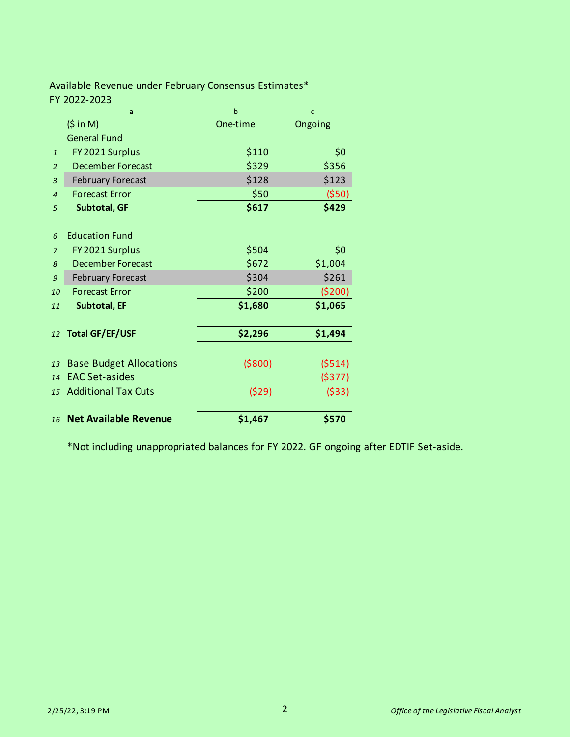Available Revenue under February Consensus Estimates*
FY 2022-2023

| | a | b | c |
|---|---|---|---|
| | ($ in M) | One-time | Ongoing |
| | General Fund | | |
| 1 | FY 2021 Surplus | $110 | $0 |
| 2 | December Forecast | $329 | $356 |
| 3 | February Forecast | $128 | $123 |
| 4 | Forecast Error | $50 | ($50) |
| 5 | **Subtotal, GF** | **$617** | **$429** |
| 6 | Education Fund | | |
| 7 | FY 2021 Surplus | $504 | $0 |
| 8 | December Forecast | $672 | $1,004 |
| 9 | February Forecast | $304 | $261 |
| 10 | Forecast Error | $200 | ($200) |
| 11 | **Subtotal, EF** | **$1,680** | **$1,065** |
| 12 | **Total GF/EF/USF** | **$2,296** | **$1,494** |
| 13 | Base Budget Allocations | ($800) | ($514) |
| 14 | EAC Set-asides | | ($377) |
| 15 | Additional Tax Cuts | ($29) | ($33) |
| 16 | **Net Available Revenue** | **$1,467** | **$570** |

*Not including unappropriated balances for FY 2022. GF ongoing after EDTIF Set-aside.

2/25/22, 3:19 PM

*Office of the Legislative Fiscal Analyst*